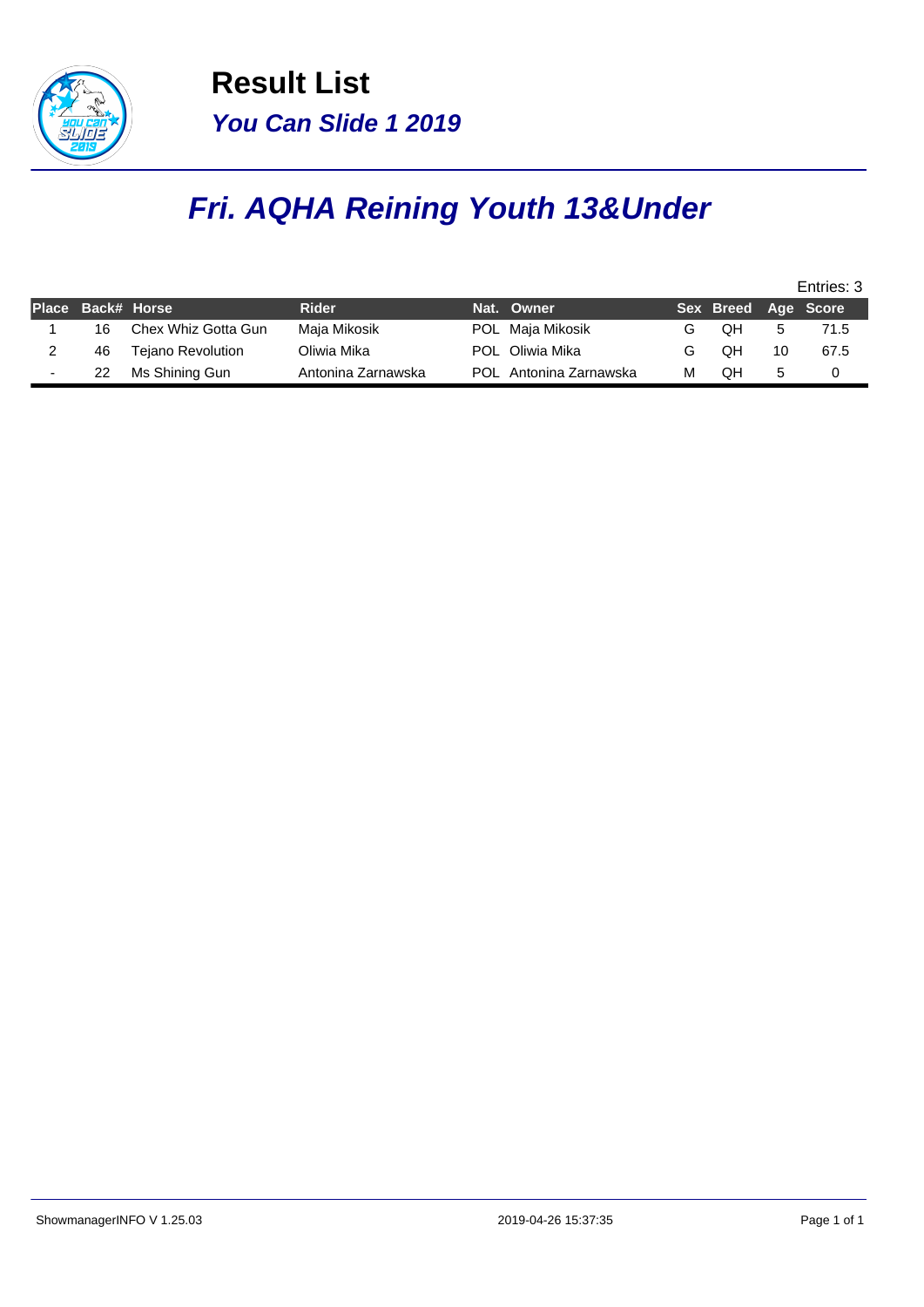# Result List

## *You Can Slide 1 2019*

## *Fri. AQHA Reining Youth 13&Under*

Entries: 3

| Place | Back# | Horse | Rider | Nat. | Owner | Sex | Breed | Age | Score |
|---|---|---|---|---|---|---|---|---|---|
| 1 | 16 | Chex Whiz Gotta Gun | Maja Mikosik | POL | Maja Mikosik | G | QH | 5 | 71.5 |
| 2 | 46 | Tejano Revolution | Oliwia Mika | POL | Oliwia Mika | G | QH | 10 | 67.5 |
| - | 22 | Ms Shining Gun | Antonina Zarnawska | POL | Antonina Zarnawska | M | QH | 5 | 0 |

ShowmanagerINFO V 1.25.03 2019-04-26 15:37:35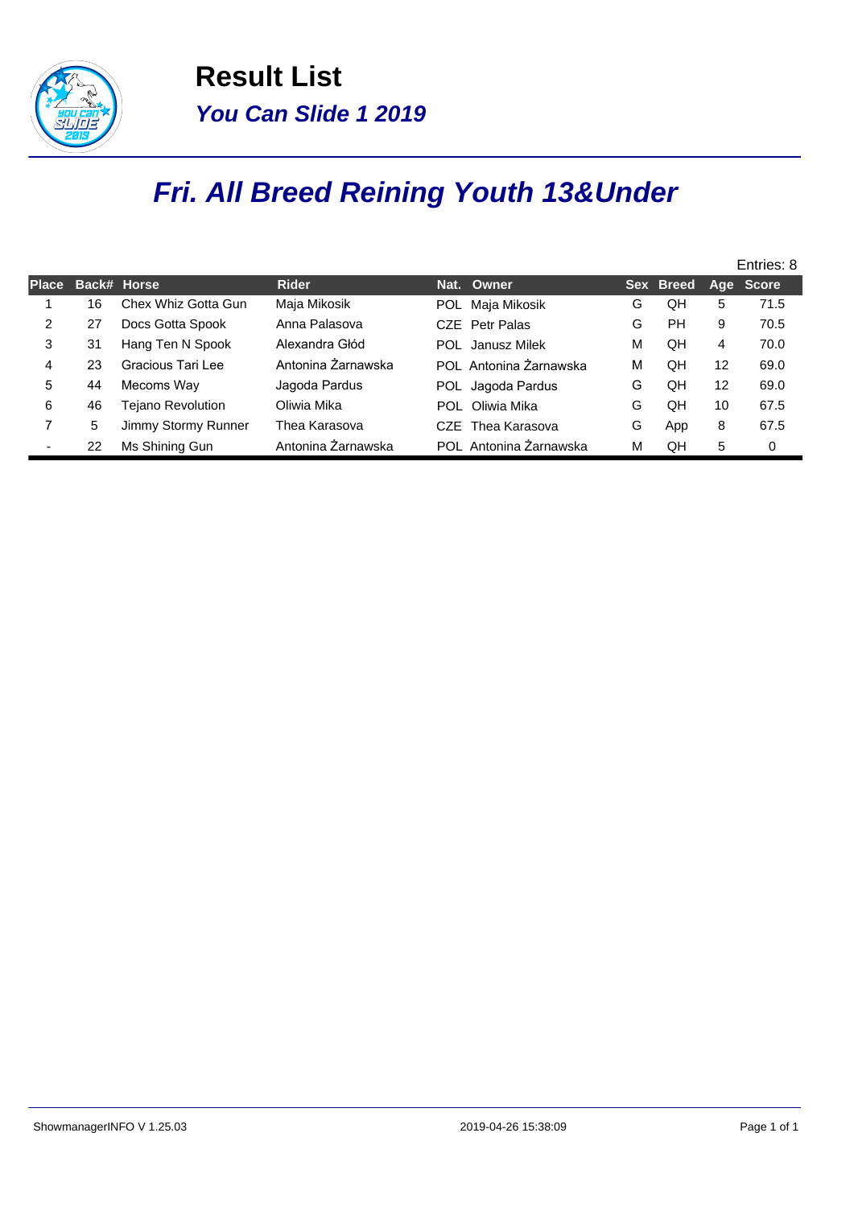# Result List

## *You Can Slide 1 2019*

## *Fri. All Breed Reining Youth 13&Under*

Entries: 8

| Place | Back# | Horse | Rider | Nat. | Owner | Sex | Breed | Age | Score |
|---|---|---|---|---|---|---|---|---|---|
| 1 | 16 | Chex Whiz Gotta Gun | Maja Mikosik | POL | Maja Mikosik | G | QH | 5 | 71.5 |
| 2 | 27 | Docs Gotta Spook | Anna Palasova | CZE | Petr Palas | G | PH | 9 | 70.5 |
| 3 | 31 | Hang Ten N Spook | Alexandra Głód | POL | Janusz Milek | M | QH | 4 | 70.0 |
| 4 | 23 | Gracious Tari Lee | Antonina Żarnawska | POL | Antonina Żarnawska | M | QH | 12 | 69.0 |
| 5 | 44 | Mecoms Way | Jagoda Pardus | POL | Jagoda Pardus | G | QH | 12 | 69.0 |
| 6 | 46 | Tejano Revolution | Oliwia Mika | POL | Oliwia Mika | G | QH | 10 | 67.5 |
| 7 | 5 | Jimmy Stormy Runner | Thea Karasova | CZE | Thea Karasova | G | App | 8 | 67.5 |
| - | 22 | Ms Shining Gun | Antonina Żarnawska | POL | Antonina Żarnawska | M | QH | 5 | 0 |

ShowmanagerINFO V 1.25.03 2019-04-26 15:38:09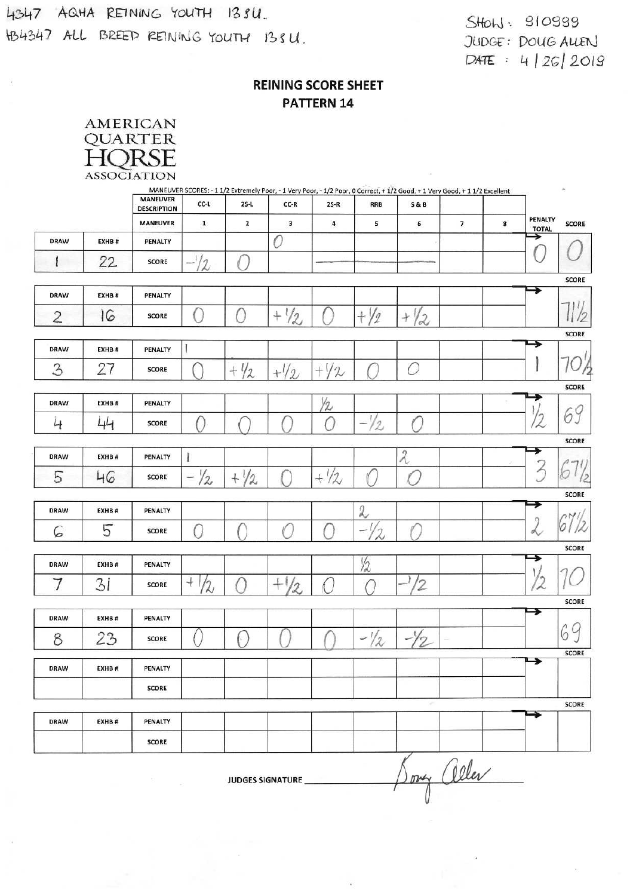4347 AQHA REINING YOUTH 13&U.
HB4347 ALL BREED REINING YOUTH 13&U.

SHOW: 810939
JUDGE: DOUG ALLEN
DATE: 4/26/2019

# REINING SCORE SHEET
## PATTERN 14

AMERICAN QUARTER HORSE ASSOCIATION

MANEUVER SCORES: -1 1/2 Extremely Poor, -1 Very Poor, -1/2 Poor, 0 Correct, +1/2 Good, +1 Very Good, +1 1/2 Excellent

| DRAW | EXHB # | MANEUVER DESCRIPTION | CC-L | 2S-L | CC-R | 2S-R | RRB | S & B | | | PENALTY TOTAL | SCORE |
|---|---|---|---|---|---|---|---|---|---|---|---|---|
| | | MANEUVER | 1 | 2 | 3 | 4 | 5 | 6 | 7 | 8 | | |
| DRAW | EXHB # | PENALTY | | | 0 | | | | | | 0 | 0 |
| 1 | 22 | SCORE | -1/2 | 0 | | — | — | — | | | | |
| DRAW | EXHB # | PENALTY | | | | | | | | | | 71 1/2 |
| 2 | 16 | SCORE | 0 | 0 | +1/2 | 0 | +1/2 | +1/2 | | | | |
| DRAW | EXHB # | PENALTY | 1 | | | | | | | | 1 | 70 1/2 |
| 3 | 27 | SCORE | 0 | +1/2 | +1/2 | +1/2 | 0 | 0 | | | | |
| DRAW | EXHB # | PENALTY | | | | 1/2 | | | | | 1/2 | 69 |
| 4 | 44 | SCORE | 0 | 0 | 0 | 0 | -1/2 | 0 | | | | |
| DRAW | EXHB # | PENALTY | 1 | | | | | 2 | | | 3 | 67 1/2 |
| 5 | 46 | SCORE | -1/2 | +1/2 | 0 | +1/2 | 0 | 0 | | | | |
| DRAW | EXHB # | PENALTY | | | | | 2 | | | | 2 | 67 1/2 |
| 6 | 5 | SCORE | 0 | 0 | 0 | 0 | -1/2 | 0 | | | | |
| DRAW | EXHB # | PENALTY | | | | | 1/2 | | | | 1/2 | 70 |
| 7 | 31 | SCORE | +1/2 | 0 | +1/2 | 0 | 0 | -1/2 | | | | |
| DRAW | EXHB # | PENALTY | | | | | | | | | | 69 |
| 8 | 23 | SCORE | 0 | 0 | 0 | 0 | -1/2 | -1/2 | | | | |
| DRAW | EXHB # | PENALTY | | | | | | | | | | |
| | | SCORE | | | | | | | | | | |
| DRAW | EXHB # | PENALTY | | | | | | | | | | |
| | | SCORE | | | | | | | | | | |

JUDGES SIGNATURE Doug Allen